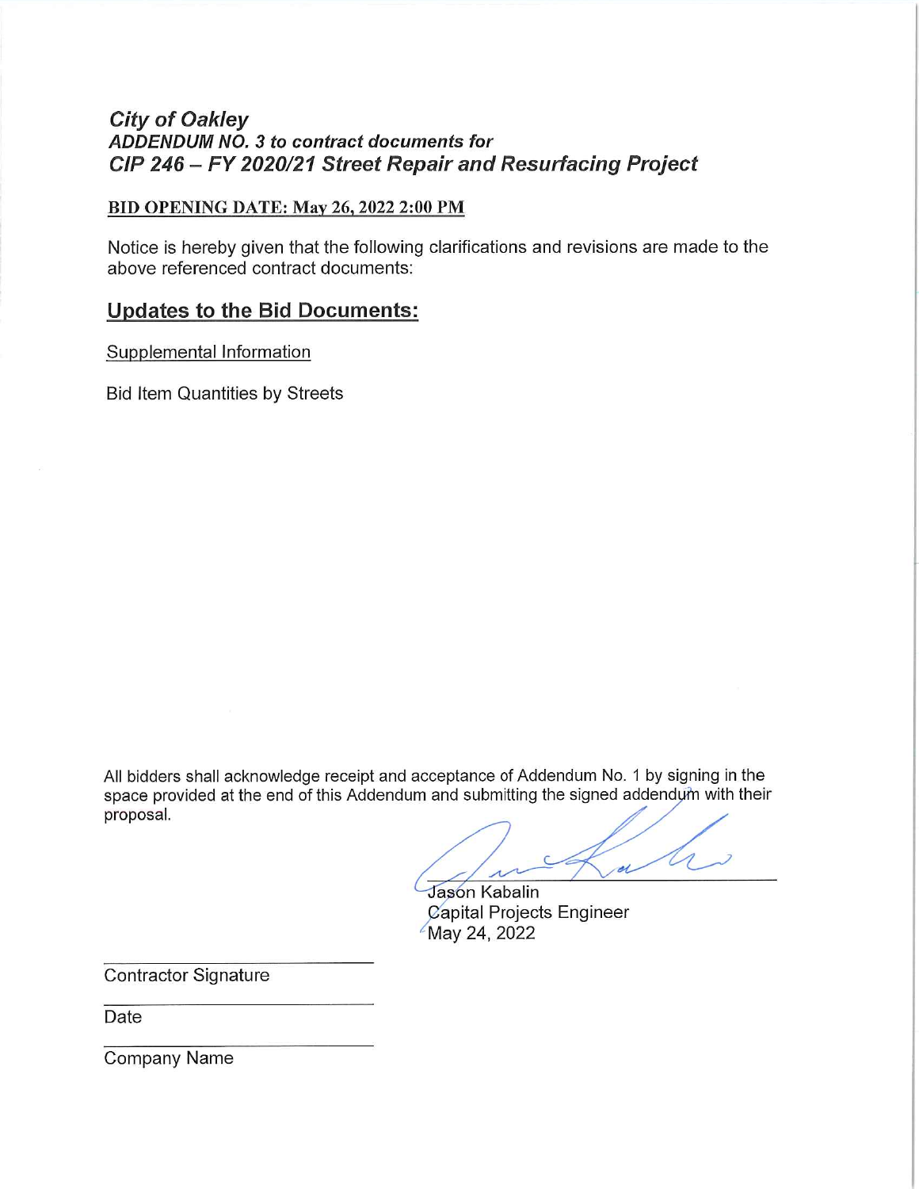# *City of Oakley*

### *ADDENDUM NO. 3 to contract documents for*

## *CIP 246 – FY 2020/21 Street Repair and Resurfacing Project*

**BID OPENING DATE: May 26, 2022 2:00 PM**

Notice is hereby given that the following clarifications and revisions are made to the above referenced contract documents:

## Updates to the Bid Documents:

Supplemental Information

Bid Item Quantities by Streets

All bidders shall acknowledge receipt and acceptance of Addendum No. 1 by signing in the space provided at the end of this Addendum and submitting the signed addendum with their proposal.

Jason Kabalin
Capital Projects Engineer
May 24, 2022

Contractor Signature

Date

Company Name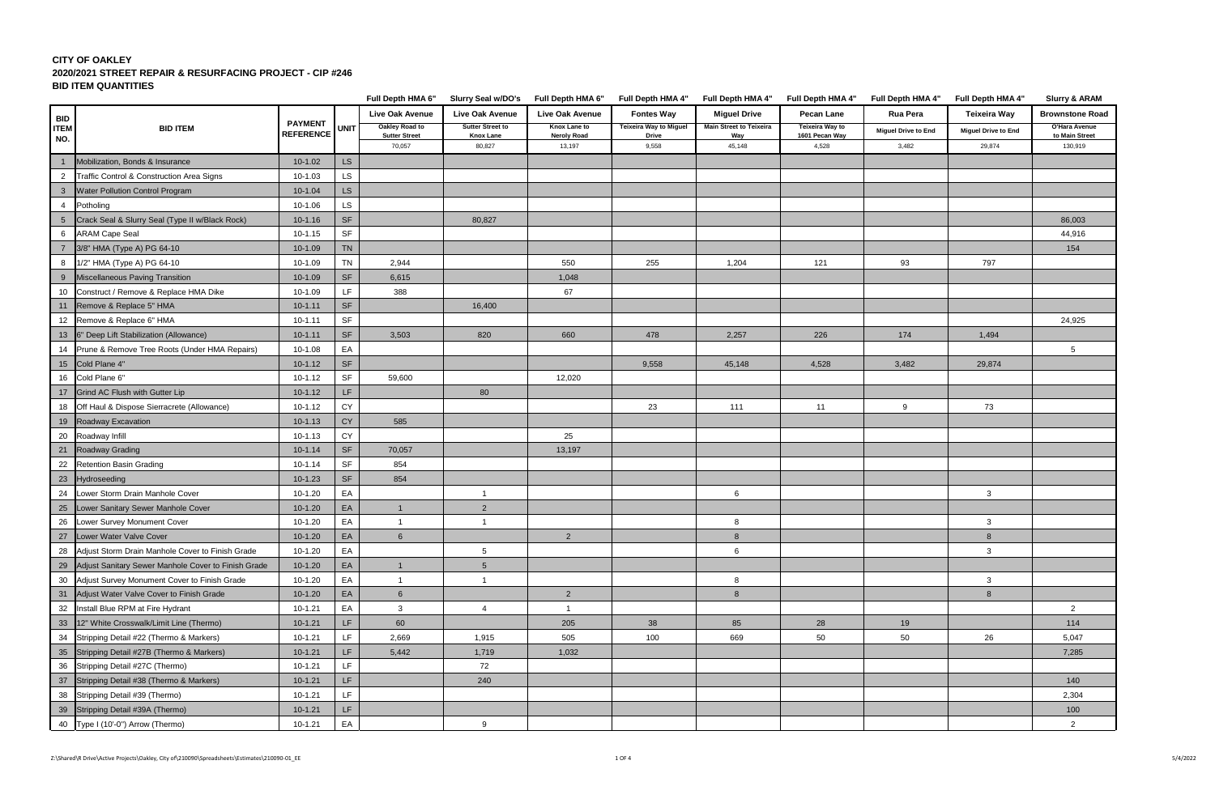**CITY OF OAKLEY**
**2020/2021 STREET REPAIR & RESURFACING PROJECT - CIP #246**
**BID ITEM QUANTITIES**

| BID ITEM NO. | BID ITEM | PAYMENT REFERENCE | UNIT | Full Depth HMA 6" | Slurry Seal w/DO's | Full Depth HMA 6" | Full Depth HMA 4" | Full Depth HMA 4" | Full Depth HMA 4" | Full Depth HMA 4" | Full Depth HMA 4" | Slurry & ARAM |
|---|---|---|---|---|---|---|---|---|---|---|---|---|
| | | | | Live Oak Avenue | Live Oak Avenue | Live Oak Avenue | Fontes Way | Miguel Drive | Pecan Lane | Rua Pera | Teixeira Way | Brownstone Road |
| | | | | Oakley Road to Sutter Street | Sutter Street to Knox Lane | Knox Lane to Neroly Road | Teixeira Way to Miguel Drive | Main Street to Teixeira Way | Teixeira Way to 1601 Pecan Way | Miguel Drive to End | Miguel Drive to End | O'Hara Avenue to Main Street |
| | | | | 70,057 | 80,827 | 13,197 | 9,558 | 45,148 | 4,528 | 3,482 | 29,874 | 130,919 |
| 1 | Mobilization, Bonds & Insurance | 10-1.02 | LS | | | | | | | | | |
| 2 | Traffic Control & Construction Area Signs | 10-1.03 | LS | | | | | | | | | |
| 3 | Water Pollution Control Program | 10-1.04 | LS | | | | | | | | | |
| 4 | Potholing | 10-1.06 | LS | | | | | | | | | |
| 5 | Crack Seal & Slurry Seal (Type II w/Black Rock) | 10-1.16 | SF | | 80,827 | | | | | | | 86,003 |
| 6 | ARAM Cape Seal | 10-1.15 | SF | | | | | | | | | 44,916 |
| 7 | 3/8" HMA (Type A) PG 64-10 | 10-1.09 | TN | | | | | | | | | 154 |
| 8 | 1/2" HMA (Type A) PG 64-10 | 10-1.09 | TN | 2,944 | | 550 | 255 | 1,204 | 121 | 93 | 797 | |
| 9 | Miscellaneous Paving Transition | 10-1.09 | SF | 6,615 | | 1,048 | | | | | | |
| 10 | Construct / Remove & Replace HMA Dike | 10-1.09 | LF | 388 | | 67 | | | | | | |
| 11 | Remove & Replace 5" HMA | 10-1.11 | SF | | 16,400 | | | | | | | |
| 12 | Remove & Replace 6" HMA | 10-1.11 | SF | | | | | | | | | 24,925 |
| 13 | 6" Deep Lift Stabilization (Allowance) | 10-1.11 | SF | 3,503 | 820 | 660 | 478 | 2,257 | 226 | 174 | 1,494 | |
| 14 | Prune & Remove Tree Roots (Under HMA Repairs) | 10-1.08 | EA | | | | | | | | | 5 |
| 15 | Cold Plane 4" | 10-1.12 | SF | | | | 9,558 | 45,148 | 4,528 | 3,482 | 29,874 | |
| 16 | Cold Plane 6" | 10-1.12 | SF | 59,600 | | 12,020 | | | | | | |
| 17 | Grind AC Flush with Gutter Lip | 10-1.12 | LF | | 80 | | | | | | | |
| 18 | Off Haul & Dispose Sierracrete (Allowance) | 10-1.12 | CY | | | | 23 | 111 | 11 | 9 | 73 | |
| 19 | Roadway Excavation | 10-1.13 | CY | 585 | | | | | | | | |
| 20 | Roadway Infill | 10-1.13 | CY | | | 25 | | | | | | |
| 21 | Roadway Grading | 10-1.14 | SF | 70,057 | | 13,197 | | | | | | |
| 22 | Retention Basin Grading | 10-1.14 | SF | 854 | | | | | | | | |
| 23 | Hydroseeding | 10-1.23 | SF | 854 | | | | | | | | |
| 24 | Lower Storm Drain Manhole Cover | 10-1.20 | EA | | 1 | | | 6 | | | 3 | |
| 25 | Lower Sanitary Sewer Manhole Cover | 10-1.20 | EA | 1 | 2 | | | | | | | |
| 26 | Lower Survey Monument Cover | 10-1.20 | EA | 1 | 1 | | | 8 | | | 3 | |
| 27 | Lower Water Valve Cover | 10-1.20 | EA | 6 | | 2 | | 8 | | | 8 | |
| 28 | Adjust Storm Drain Manhole Cover to Finish Grade | 10-1.20 | EA | | 5 | | | 6 | | | 3 | |
| 29 | Adjust Sanitary Sewer Manhole Cover to Finish Grade | 10-1.20 | EA | 1 | 5 | | | | | | | |
| 30 | Adjust Survey Monument Cover to Finish Grade | 10-1.20 | EA | 1 | 1 | | | 8 | | | 3 | |
| 31 | Adjust Water Valve Cover to Finish Grade | 10-1.20 | EA | 6 | | 2 | | 8 | | | 8 | |
| 32 | Install Blue RPM at Fire Hydrant | 10-1.21 | EA | 3 | 4 | 1 | | | | | | 2 |
| 33 | 12" White Crosswalk/Limit Line (Thermo) | 10-1.21 | LF | 60 | | 205 | 38 | 85 | 28 | 19 | | 114 |
| 34 | Stripping Detail #22 (Thermo & Markers) | 10-1.21 | LF | 2,669 | 1,915 | 505 | 100 | 669 | 50 | 50 | 26 | 5,047 |
| 35 | Stripping Detail #27B (Thermo & Markers) | 10-1.21 | LF | 5,442 | 1,719 | 1,032 | | | | | | 7,285 |
| 36 | Stripping Detail #27C (Thermo) | 10-1.21 | LF | | 72 | | | | | | | |
| 37 | Stripping Detail #38 (Thermo & Markers) | 10-1.21 | LF | | 240 | | | | | | | 140 |
| 38 | Stripping Detail #39 (Thermo) | 10-1.21 | LF | | | | | | | | | 2,304 |
| 39 | Stripping Detail #39A (Thermo) | 10-1.21 | LF | | | | | | | | | 100 |
| 40 | Type I (10'-0") Arrow (Thermo) | 10-1.21 | EA | | 9 | | | | | | | 2 |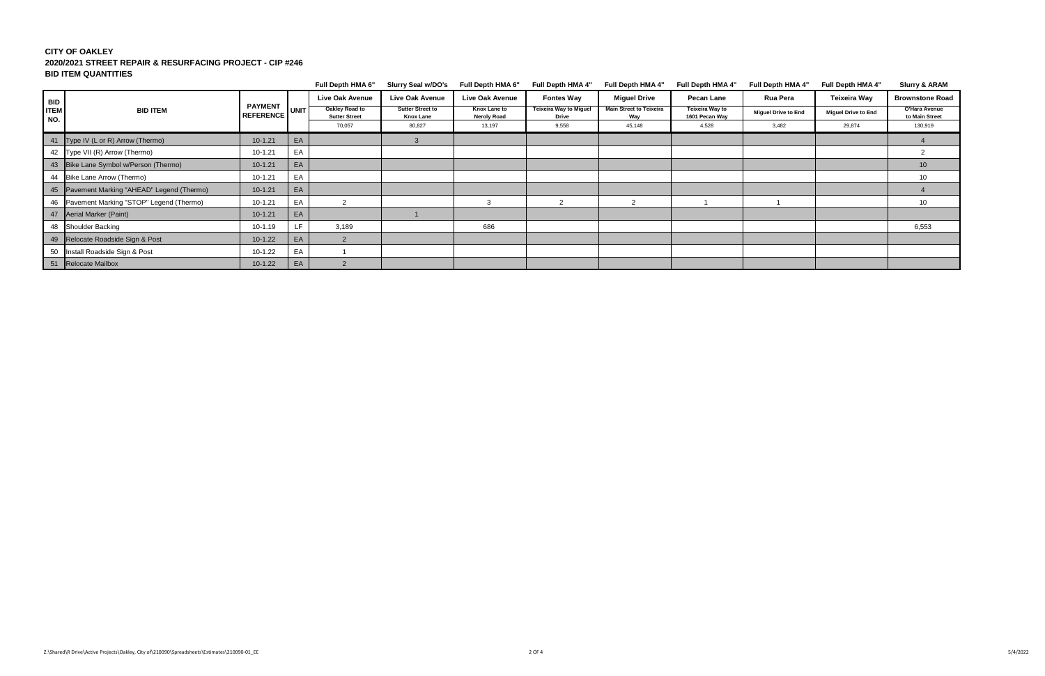**CITY OF OAKLEY**
**2020/2021 STREET REPAIR & RESURFACING PROJECT - CIP #246**
**BID ITEM QUANTITIES**

| BID ITEM NO. | BID ITEM | PAYMENT REFERENCE | UNIT | Full Depth HMA 6" Live Oak Avenue Oakley Road to Sutter Street 70,057 | Slurry Seal w/DO's Live Oak Avenue Sutter Street to Knox Lane 80,827 | Full Depth HMA 6" Live Oak Avenue Knox Lane to Neroly Road 13,197 | Full Depth HMA 4" Fontes Way Teixeira Way to Miguel Drive 9,558 | Full Depth HMA 4" Miguel Drive Main Street to Teixeira Way 45,148 | Full Depth HMA 4" Pecan Lane Teixeira Way to 1601 Pecan Way 4,528 | Full Depth HMA 4" Rua Pera Miguel Drive to End 3,482 | Full Depth HMA 4" Teixeira Way Miguel Drive to End 29,874 | Slurry & ARAM Brownstone Road O'Hara Avenue to Main Street 130,919 |
|---|---|---|---|---|---|---|---|---|---|---|---|---|
| 41 | Type IV (L or R) Arrow (Thermo) | 10-1.21 | EA | | 3 | | | | | | | 4 |
| 42 | Type VII (R) Arrow (Thermo) | 10-1.21 | EA | | | | | | | | | 2 |
| 43 | Bike Lane Symbol w/Person (Thermo) | 10-1.21 | EA | | | | | | | | | 10 |
| 44 | Bike Lane Arrow (Thermo) | 10-1.21 | EA | | | | | | | | | 10 |
| 45 | Pavement Marking "AHEAD" Legend (Thermo) | 10-1.21 | EA | | | | | | | | | 4 |
| 46 | Pavement Marking "STOP" Legend (Thermo) | 10-1.21 | EA | 2 | | 3 | 2 | 2 | 1 | 1 | | 10 |
| 47 | Aerial Marker (Paint) | 10-1.21 | EA | | 1 | | | | | | | |
| 48 | Shoulder Backing | 10-1.19 | LF | 3,189 | | 686 | | | | | | 6,553 |
| 49 | Relocate Roadside Sign & Post | 10-1.22 | EA | 2 | | | | | | | | |
| 50 | Install Roadside Sign & Post | 10-1.22 | EA | 1 | | | | | | | | |
| 51 | Relocate Mailbox | 10-1.22 | EA | 2 | | | | | | | | |